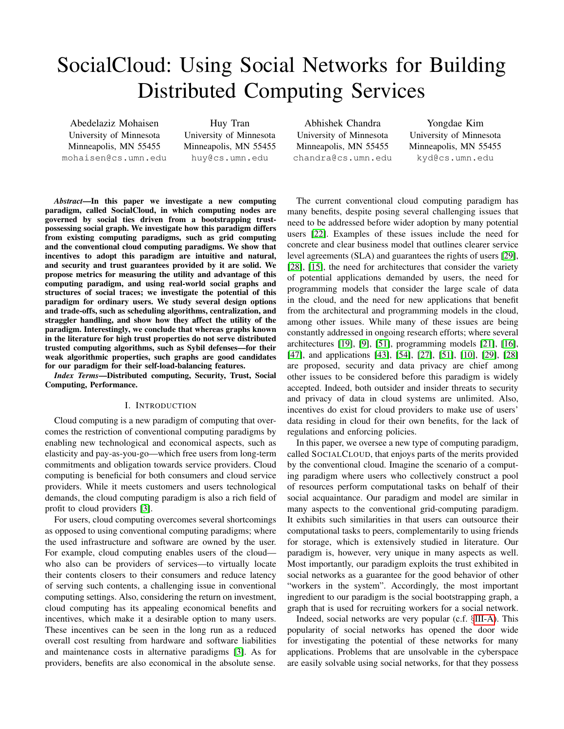# SocialCloud: Using Social Networks for Building Distributed Computing Services

Abedelaziz Mohaisen
University of Minnesota
Minneapolis, MN 55455
mohaisen@cs.umn.edu

Huy Tran
University of Minnesota
Minneapolis, MN 55455
huy@cs.umn.edu

Abhishek Chandra
University of Minnesota
Minneapolis, MN 55455
chandra@cs.umn.edu

Yongdae Kim
University of Minnesota
Minneapolis, MN 55455
kyd@cs.umn.edu

***Abstract*—In this paper we investigate a new computing paradigm, called SocialCloud, in which computing nodes are governed by social ties driven from a bootstrapping trust-possessing social graph. We investigate how this paradigm differs from existing computing paradigms, such as grid computing and the conventional cloud computing paradigms. We show that incentives to adopt this paradigm are intuitive and natural, and security and trust guarantees provided by it are solid. We propose metrics for measuring the utility and advantage of this computing paradigm, and using real-world social graphs and structures of social traces; we investigate the potential of this paradigm for ordinary users. We study several design options and trade-offs, such as scheduling algorithms, centralization, and straggler handling, and show how they affect the utility of the paradigm. Interestingly, we conclude that whereas graphs known in the literature for high trust properties do not serve distributed trusted computing algorithms, such as Sybil defenses—for their weak algorithmic properties, such graphs are good candidates for our paradigm for their self-load-balancing features.**

***Index Terms*—Distributed computing, Security, Trust, Social Computing, Performance.**

## I. Introduction

Cloud computing is a new paradigm of computing that overcomes the restriction of conventional computing paradigms by enabling new technological and economical aspects, such as elasticity and pay-as-you-go—which free users from long-term commitments and obligation towards service providers. Cloud computing is beneficial for both consumers and cloud service providers. While it meets customers and users technological demands, the cloud computing paradigm is also a rich field of profit to cloud providers [3].

For users, cloud computing overcomes several shortcomings as opposed to using conventional computing paradigms; where the used infrastructure and software are owned by the user. For example, cloud computing enables users of the cloud—who also can be providers of services—to virtually locate their contents closers to their consumers and reduce latency of serving such contents, a challenging issue in conventional computing settings. Also, considering the return on investment, cloud computing has its appealing economical benefits and incentives, which make it a desirable option to many users. These incentives can be seen in the long run as a reduced overall cost resulting from hardware and software liabilities and maintenance costs in alternative paradigms [3]. As for providers, benefits are also economical in the absolute sense.

The current conventional cloud computing paradigm has many benefits, despite posing several challenging issues that need to be addressed before wider adoption by many potential users [22]. Examples of these issues include the need for concrete and clear business model that outlines clearer service level agreements (SLA) and guarantees the rights of users [29], [28], [15], the need for architectures that consider the variety of potential applications demanded by users, the need for programming models that consider the large scale of data in the cloud, and the need for new applications that benefit from the architectural and programming models in the cloud, among other issues. While many of these issues are being constantly addressed in ongoing research efforts; where several architectures [19], [9], [51], programming models [21], [16], [47], and applications [43], [54], [27], [51], [10], [29], [28] are proposed, security and data privacy are chief among other issues to be considered before this paradigm is widely accepted. Indeed, both outsider and insider threats to security and privacy of data in cloud systems are unlimited. Also, incentives do exist for cloud providers to make use of users' data residing in cloud for their own benefits, for the lack of regulations and enforcing policies.

In this paper, we oversee a new type of computing paradigm, called SocialCloud, that enjoys parts of the merits provided by the conventional cloud. Imagine the scenario of a computing paradigm where users who collectively construct a pool of resources perform computational tasks on behalf of their social acquaintance. Our paradigm and model are similar in many aspects to the conventional grid-computing paradigm. It exhibits such similarities in that users can outsource their computational tasks to peers, complementarily to using friends for storage, which is extensively studied in literature. Our paradigm is, however, very unique in many aspects as well. Most importantly, our paradigm exploits the trust exhibited in social networks as a guarantee for the good behavior of other "workers in the system". Accordingly, the most important ingredient to our paradigm is the social bootstrapping graph, a graph that is used for recruiting workers for a social network.

Indeed, social networks are very popular (c.f. §III-A). This popularity of social networks has opened the door wide for investigating the potential of these networks for many applications. Problems that are unsolvable in the cyberspace are easily solvable using social networks, for that they possess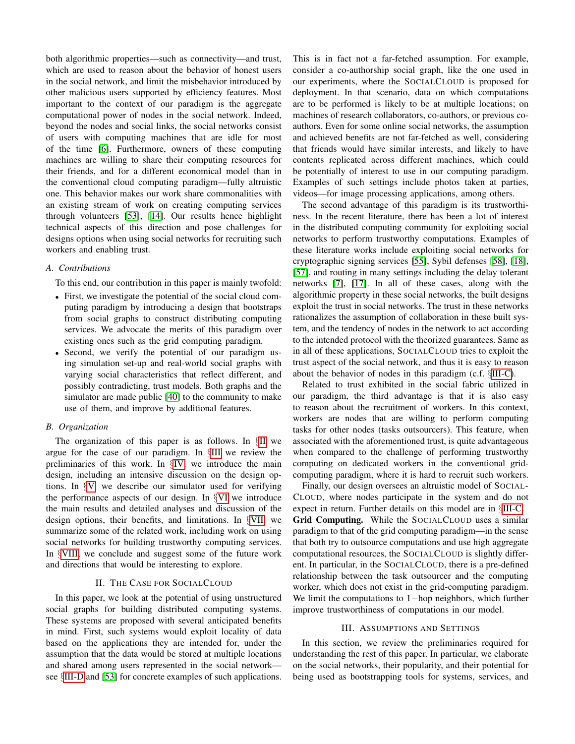both algorithmic properties—such as connectivity—and trust, which are used to reason about the behavior of honest users in the social network, and limit the misbehavior introduced by other malicious users supported by efficiency features. Most important to the context of our paradigm is the aggregate computational power of nodes in the social network. Indeed, beyond the nodes and social links, the social networks consist of users with computing machines that are idle for most of the time [6]. Furthermore, owners of these computing machines are willing to share their computing resources for their friends, and for a different economical model than in the conventional cloud computing paradigm—fully altruistic one. This behavior makes our work share commonalities with an existing stream of work on creating computing services through volunteers [53], [14]. Our results hence highlight technical aspects of this direction and pose challenges for designs options when using social networks for recruiting such workers and enabling trust.

### A. Contributions

To this end, our contribution in this paper is mainly twofold:

- First, we investigate the potential of the social cloud computing paradigm by introducing a design that bootstraps from social graphs to construct distributing computing services. We advocate the merits of this paradigm over existing ones such as the grid computing paradigm.
- Second, we verify the potential of our paradigm using simulation set-up and real-world social graphs with varying social characteristics that reflect different, and possibly contradicting, trust models. Both graphs and the simulator are made public [40] to the community to make use of them, and improve by additional features.

### B. Organization

The organization of this paper is as follows. In §II we argue for the case of our paradigm. In §III we review the preliminaries of this work. In §IV we introduce the main design, including an intensive discussion on the design options. In §V we describe our simulator used for verifying the performance aspects of our design. In §VI we introduce the main results and detailed analyses and discussion of the design options, their benefits, and limitations. In §VII we summarize some of the related work, including work on using social networks for building trustworthy computing services. In §VIII we conclude and suggest some of the future work and directions that would be interesting to explore.

## II. The Case for SocialCloud

In this paper, we look at the potential of using unstructured social graphs for building distributed computing systems. These systems are proposed with several anticipated benefits in mind. First, such systems would exploit locality of data based on the applications they are intended for, under the assumption that the data would be stored at multiple locations and shared among users represented in the social network—see §III-D and [53] for concrete examples of such applications. This is in fact not a far-fetched assumption. For example, consider a co-authorship social graph, like the one used in our experiments, where the SocialCloud is proposed for deployment. In that scenario, data on which computations are to be performed is likely to be at multiple locations; on machines of research collaborators, co-authors, or previous co-authors. Even for some online social networks, the assumption and achieved benefits are not far-fetched as well, considering that friends would have similar interests, and likely to have contents replicated across different machines, which could be potentially of interest to use in our computing paradigm. Examples of such settings include photos taken at parties, videos—for image processing applications, among others.

The second advantage of this paradigm is its trustworthiness. In the recent literature, there has been a lot of interest in the distributed computing community for exploiting social networks to perform trustworthy computations. Examples of these literature works include exploiting social networks for cryptographic signing services [55], Sybil defenses [58], [18], [57], and routing in many settings including the delay tolerant networks [7], [17]. In all of these cases, along with the algorithmic property in these social networks, the built designs exploit the trust in social networks. The trust in these networks rationalizes the assumption of collaboration in these built system, and the tendency of nodes in the network to act according to the intended protocol with the theorized guarantees. Same as in all of these applications, SocialCloud tries to exploit the trust aspect of the social network, and thus it is easy to reason about the behavior of nodes in this paradigm (c.f. §III-C).

Related to trust exhibited in the social fabric utilized in our paradigm, the third advantage is that it is also easy to reason about the recruitment of workers. In this context, workers are nodes that are willing to perform computing tasks for other nodes (tasks outsourcers). This feature, when associated with the aforementioned trust, is quite advantageous when compared to the challenge of performing trustworthy computing on dedicated workers in the conventional grid-computing paradigm, where it is hard to recruit such workers.

Finally, our design oversees an altruistic model of SocialCloud, where nodes participate in the system and do not expect in return. Further details on this model are in §III-C.

**Grid Computing.** While the SocialCloud uses a similar paradigm to that of the grid computing paradigm—in the sense that both try to outsource computations and use high aggregate computational resources, the SocialCloud is slightly different. In particular, in the SocialCloud, there is a pre-defined relationship between the task outsourcer and the computing worker, which does not exist in the grid-computing paradigm. We limit the computations to $1-$hop neighbors, which further improve trustworthiness of computations in our model.

## III. Assumptions and Settings

In this section, we review the preliminaries required for understanding the rest of this paper. In particular, we elaborate on the social networks, their popularity, and their potential for being used as bootstrapping tools for systems, services, and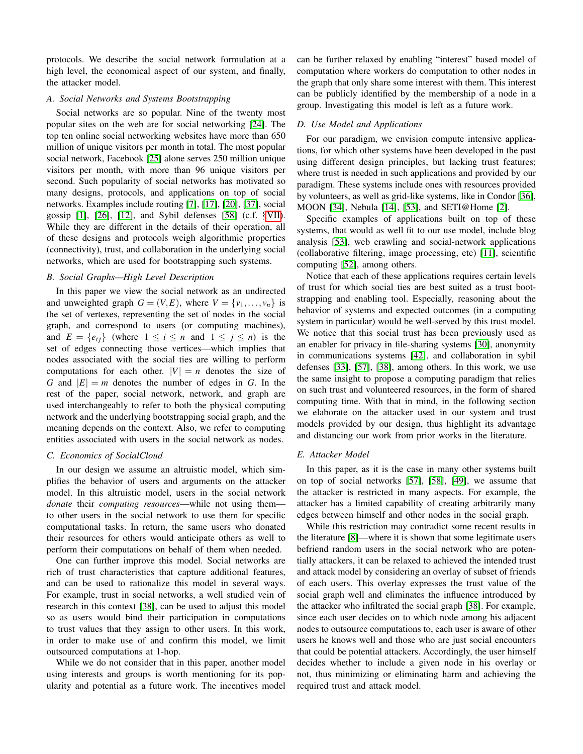protocols. We describe the social network formulation at a high level, the economical aspect of our system, and finally, the attacker model.

### A. Social Networks and Systems Bootstrapping

Social networks are so popular. Nine of the twenty most popular sites on the web are for social networking [24]. The top ten online social networking websites have more than 650 million of unique visitors per month in total. The most popular social network, Facebook [25] alone serves 250 million unique visitors per month, with more than 96 unique visitors per second. Such popularity of social networks has motivated so many designs, protocols, and applications on top of social networks. Examples include routing [7], [17], [20], [37], social gossip [1], [26], [12], and Sybil defenses [58] (c.f. §VII). While they are different in the details of their operation, all of these designs and protocols weigh algorithmic properties (connectivity), trust, and collaboration in the underlying social networks, which are used for bootstrapping such systems.

### B. Social Graphs—High Level Description

In this paper we view the social network as an undirected and unweighted graph $G = (V, E)$, where $V = \{v_1, \ldots, v_n\}$ is the set of vertexes, representing the set of nodes in the social graph, and correspond to users (or computing machines), and $E = \{e_{ij}\}$ (where $1 \leq i \leq n$ and $1 \leq j \leq n$) is the set of edges connecting those vertices—which implies that nodes associated with the social ties are willing to perform computations for each other. $|V| = n$ denotes the size of $G$ and $|E| = m$ denotes the number of edges in $G$. In the rest of the paper, social network, network, and graph are used interchangeably to refer to both the physical computing network and the underlying bootstrapping social graph, and the meaning depends on the context. Also, we refer to computing entities associated with users in the social network as nodes.

### C. Economics of SocialCloud

In our design we assume an altruistic model, which simplifies the behavior of users and arguments on the attacker model. In this altruistic model, users in the social network *donate* their *computing resources*—while not using them—to other users in the social network to use them for specific computational tasks. In return, the same users who donated their resources for others would anticipate others as well to perform their computations on behalf of them when needed.

One can further improve this model. Social networks are rich of trust characteristics that capture additional features, and can be used to rationalize this model in several ways. For example, trust in social networks, a well studied vein of research in this context [38], can be used to adjust this model so as users would bind their participation in computations to trust values that they assign to other users. In this work, in order to make use of and confirm this model, we limit outsourced computations at 1-hop.

While we do not consider that in this paper, another model using interests and groups is worth mentioning for its popularity and potential as a future work. The incentives model can be further relaxed by enabling "interest" based model of computation where workers do computation to other nodes in the graph that only share some interest with them. This interest can be publicly identified by the membership of a node in a group. Investigating this model is left as a future work.

### D. Use Model and Applications

For our paradigm, we envision compute intensive applications, for which other systems have been developed in the past using different design principles, but lacking trust features; where trust is needed in such applications and provided by our paradigm. These systems include ones with resources provided by volunteers, as well as grid-like systems, like in Condor [36], MOON [34], Nebula [14], [53], and SETI@Home [2].

Specific examples of applications built on top of these systems, that would as well fit to our use model, include blog analysis [53], web crawling and social-network applications (collaborative filtering, image processing, etc) [11], scientific computing [52], among others.

Notice that each of these applications requires certain levels of trust for which social ties are best suited as a trust bootstrapping and enabling tool. Especially, reasoning about the behavior of systems and expected outcomes (in a computing system in particular) would be well-served by this trust model. We notice that this social trust has been previously used as an enabler for privacy in file-sharing systems [30], anonymity in communications systems [42], and collaboration in sybil defenses [33], [57], [38], among others. In this work, we use the same insight to propose a computing paradigm that relies on such trust and volunteered resources, in the form of shared computing time. With that in mind, in the following section we elaborate on the attacker used in our system and trust models provided by our design, thus highlight its advantage and distancing our work from prior works in the literature.

### E. Attacker Model

In this paper, as it is the case in many other systems built on top of social networks [57], [58], [49], we assume that the attacker is restricted in many aspects. For example, the attacker has a limited capability of creating arbitrarily many edges between himself and other nodes in the social graph.

While this restriction may contradict some recent results in the literature [8]—where it is shown that some legitimate users befriend random users in the social network who are potentially attackers, it can be relaxed to achieved the intended trust and attack model by considering an overlay of subset of friends of each users. This overlay expresses the trust value of the social graph well and eliminates the influence introduced by the attacker who infiltrated the social graph [38]. For example, since each user decides on to which node among his adjacent nodes to outsource computations to, each user is aware of other users he knows well and those who are just social encounters that could be potential attackers. Accordingly, the user himself decides whether to include a given node in his overlay or not, thus minimizing or eliminating harm and achieving the required trust and attack model.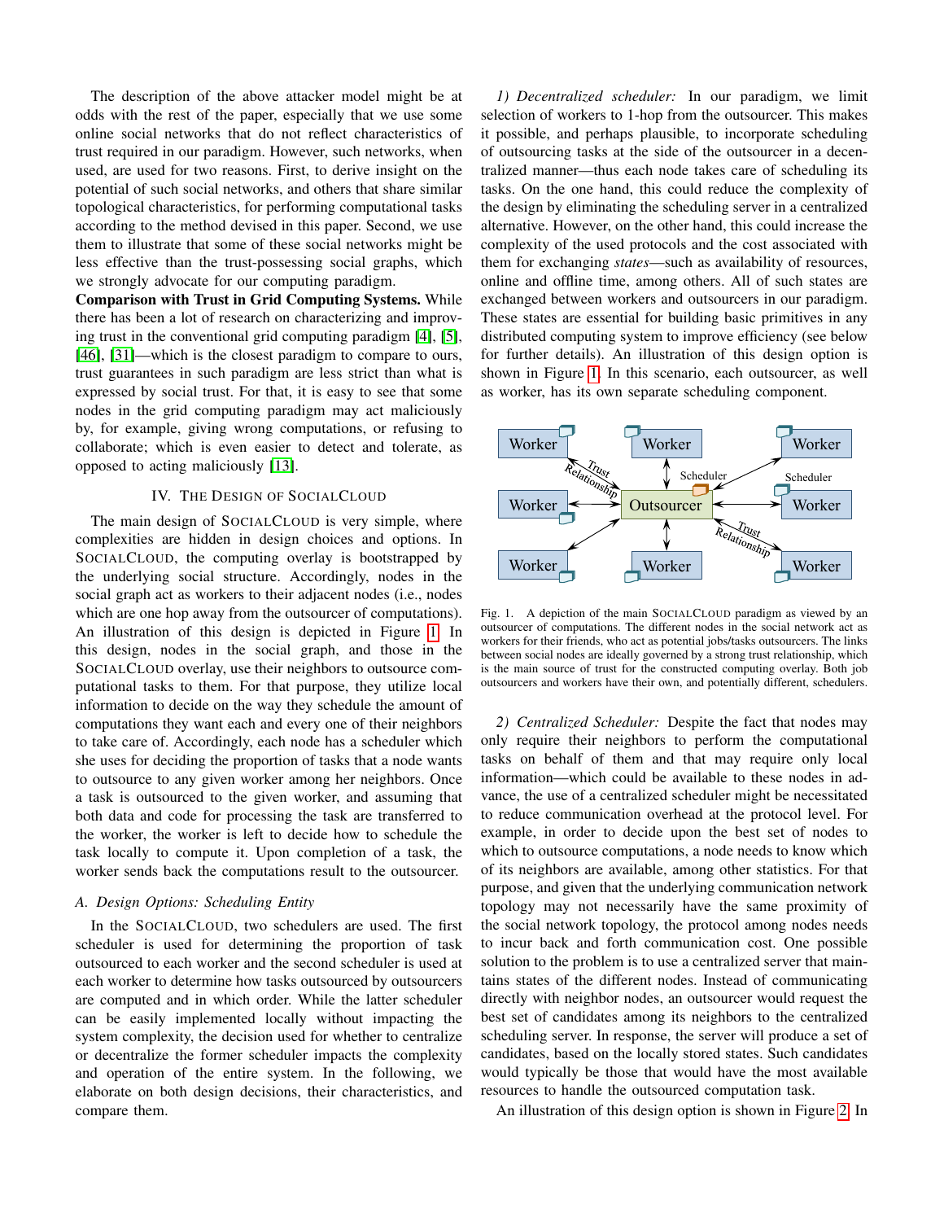The description of the above attacker model might be at odds with the rest of the paper, especially that we use some online social networks that do not reflect characteristics of trust required in our paradigm. However, such networks, when used, are used for two reasons. First, to derive insight on the potential of such social networks, and others that share similar topological characteristics, for performing computational tasks according to the method devised in this paper. Second, we use them to illustrate that some of these social networks might be less effective than the trust-possessing social graphs, which we strongly advocate for our computing paradigm.

**Comparison with Trust in Grid Computing Systems.** While there has been a lot of research on characterizing and improving trust in the conventional grid computing paradigm [4], [5], [46], [31]—which is the closest paradigm to compare to ours, trust guarantees in such paradigm are less strict than what is expressed by social trust. For that, it is easy to see that some nodes in the grid computing paradigm may act maliciously by, for example, giving wrong computations, or refusing to collaborate; which is even easier to detect and tolerate, as opposed to acting maliciously [13].

## IV. The Design of SocialCloud

The main design of SocialCloud is very simple, where complexities are hidden in design choices and options. In SocialCloud, the computing overlay is bootstrapped by the underlying social structure. Accordingly, nodes in the social graph act as workers to their adjacent nodes (i.e., nodes which are one hop away from the outsourcer of computations). An illustration of this design is depicted in Figure 1. In this design, nodes in the social graph, and those in the SocialCloud overlay, use their neighbors to outsource computational tasks to them. For that purpose, they utilize local information to decide on the way they schedule the amount of computations they want each and every one of their neighbors to take care of. Accordingly, each node has a scheduler which she uses for deciding the proportion of tasks that a node wants to outsource to any given worker among her neighbors. Once a task is outsourced to the given worker, and assuming that both data and code for processing the task are transferred to the worker, the worker is left to decide how to schedule the task locally to compute it. Upon completion of a task, the worker sends back the computations result to the outsourcer.

### A. Design Options: Scheduling Entity

In the SocialCloud, two schedulers are used. The first scheduler is used for determining the proportion of task outsourced to each worker and the second scheduler is used at each worker to determine how tasks outsourced by outsourcers are computed and in which order. While the latter scheduler can be easily implemented locally without impacting the system complexity, the decision used for whether to centralize or decentralize the former scheduler impacts the complexity and operation of the entire system. In the following, we elaborate on both design decisions, their characteristics, and compare them.

*1) Decentralized scheduler:* In our paradigm, we limit selection of workers to 1-hop from the outsourcer. This makes it possible, and perhaps plausible, to incorporate scheduling of outsourcing tasks at the side of the outsourcer in a decentralized manner—thus each node takes care of scheduling its tasks. On the one hand, this could reduce the complexity of the design by eliminating the scheduling server in a centralized alternative. However, on the other hand, this could increase the complexity of the used protocols and the cost associated with them for exchanging *states*—such as availability of resources, online and offline time, among others. All of such states are exchanged between workers and outsourcers in our paradigm. These states are essential for building basic primitives in any distributed computing system to improve efficiency (see below for further details). An illustration of this design option is shown in Figure 1. In this scenario, each outsourcer, as well as worker, has its own separate scheduling component.

Fig. 1. A depiction of the main SocialCloud paradigm as viewed by an outsourcer of computations. The different nodes in the social network act as workers for their friends, who act as potential jobs/tasks outsourcers. The links between social nodes are ideally governed by a strong trust relationship, which is the main source of trust for the constructed computing overlay. Both job outsourcers and workers have their own, and potentially different, schedulers.

*2) Centralized Scheduler:* Despite the fact that nodes may only require their neighbors to perform the computational tasks on behalf of them and that may require only local information—which could be available to these nodes in advance, the use of a centralized scheduler might be necessitated to reduce communication overhead at the protocol level. For example, in order to decide upon the best set of nodes to outsource computations, a node needs to know which of its neighbors are available, among other statistics. For that purpose, and given that the underlying communication network topology may not necessarily have the same proximity of the social network topology, the protocol among nodes needs to incur back and forth communication cost. One possible solution to the problem is to use a centralized server that maintains states of the different nodes. Instead of communicating directly with neighbor nodes, an outsourcer would request the best set of candidates among its neighbors to the centralized scheduling server. In response, the server will produce a set of candidates, based on the locally stored states. Such candidates would typically be those that would have the most available resources to handle the outsourced computation task.

An illustration of this design option is shown in Figure 2. In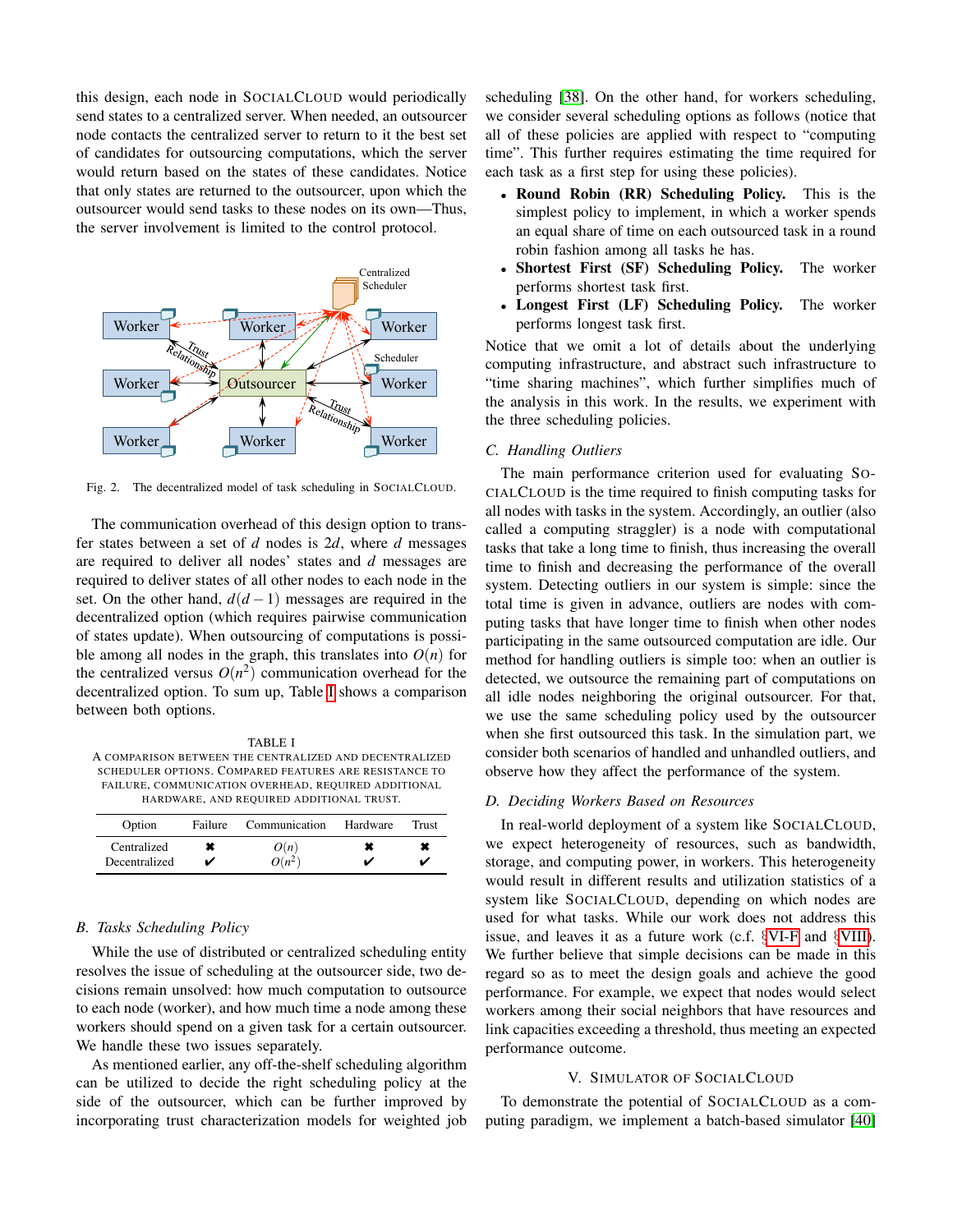this design, each node in SocialCloud would periodically send states to a centralized server. When needed, an outsourcer node contacts the centralized server to return to it the best set of candidates for outsourcing computations, which the server would return based on the states of these candidates. Notice that only states are returned to the outsourcer, upon which the outsourcer would send tasks to these nodes on its own—Thus, the server involvement is limited to the control protocol.

Fig. 2. The decentralized model of task scheduling in SocialCloud.

The communication overhead of this design option to transfer states between a set of $d$ nodes is $2d$, where $d$ messages are required to deliver all nodes' states and $d$ messages are required to deliver states of all other nodes to each node in the set. On the other hand, $d(d-1)$ messages are required in the decentralized option (which requires pairwise communication of states update). When outsourcing of computations is possible among all nodes in the graph, this translates into $O(n)$ for the centralized versus $O(n^2)$ communication overhead for the decentralized option. To sum up, Table I shows a comparison between both options.

TABLE I
A comparison between the centralized and decentralized scheduler options. Compared features are resistance to failure, communication overhead, required additional hardware, and required additional trust.

| Option | Failure | Communication | Hardware | Trust |
|---|---|---|---|---|
| Centralized | ✖ | $O(n)$ | ✖ | ✖ |
| Decentralized | ✔ | $O(n^2)$ | ✔ | ✔ |

## B. Tasks Scheduling Policy

While the use of distributed or centralized scheduling entity resolves the issue of scheduling at the outsourcer side, two decisions remain unsolved: how much computation to outsource to each node (worker), and how much time a node among these workers should spend on a given task for a certain outsourcer. We handle these two issues separately.

As mentioned earlier, any off-the-shelf scheduling algorithm can be utilized to decide the right scheduling policy at the side of the outsourcer, which can be further improved by incorporating trust characterization models for weighted job scheduling [38]. On the other hand, for workers scheduling, we consider several scheduling options as follows (notice that all of these policies are applied with respect to "computing time". This further requires estimating the time required for each task as a first step for using these policies).

- **Round Robin (RR) Scheduling Policy.** This is the simplest policy to implement, in which a worker spends an equal share of time on each outsourced task in a round robin fashion among all tasks he has.
- **Shortest First (SF) Scheduling Policy.** The worker performs shortest task first.
- **Longest First (LF) Scheduling Policy.** The worker performs longest task first.

Notice that we omit a lot of details about the underlying computing infrastructure, and abstract such infrastructure to "time sharing machines", which further simplifies much of the analysis in this work. In the results, we experiment with the three scheduling policies.

## C. Handling Outliers

The main performance criterion used for evaluating SocialCloud is the time required to finish computing tasks for all nodes with tasks in the system. Accordingly, an outlier (also called a computing straggler) is a node with computational tasks that take a long time to finish, thus increasing the overall time to finish and decreasing the performance of the overall system. Detecting outliers in our system is simple: since the total time is given in advance, outliers are nodes with computing tasks that have longer time to finish when other nodes participating in the same outsourced computation are idle. Our method for handling outliers is simple too: when an outlier is detected, we outsource the remaining part of computations on all idle nodes neighboring the original outsourcer. For that, we use the same scheduling policy used by the outsourcer when she first outsourced this task. In the simulation part, we consider both scenarios of handled and unhandled outliers, and observe how they affect the performance of the system.

## D. Deciding Workers Based on Resources

In real-world deployment of a system like SocialCloud, we expect heterogeneity of resources, such as bandwidth, storage, and computing power, in workers. This heterogeneity would result in different results and utilization statistics of a system like SocialCloud, depending on which nodes are used for what tasks. While our work does not address this issue, and leaves it as a future work (c.f. §VI-F and §VIII). We further believe that simple decisions can be made in this regard so as to meet the design goals and achieve the good performance. For example, we expect that nodes would select workers among their social neighbors that have resources and link capacities exceeding a threshold, thus meeting an expected performance outcome.

# V. Simulator of SocialCloud

To demonstrate the potential of SocialCloud as a computing paradigm, we implement a batch-based simulator [40]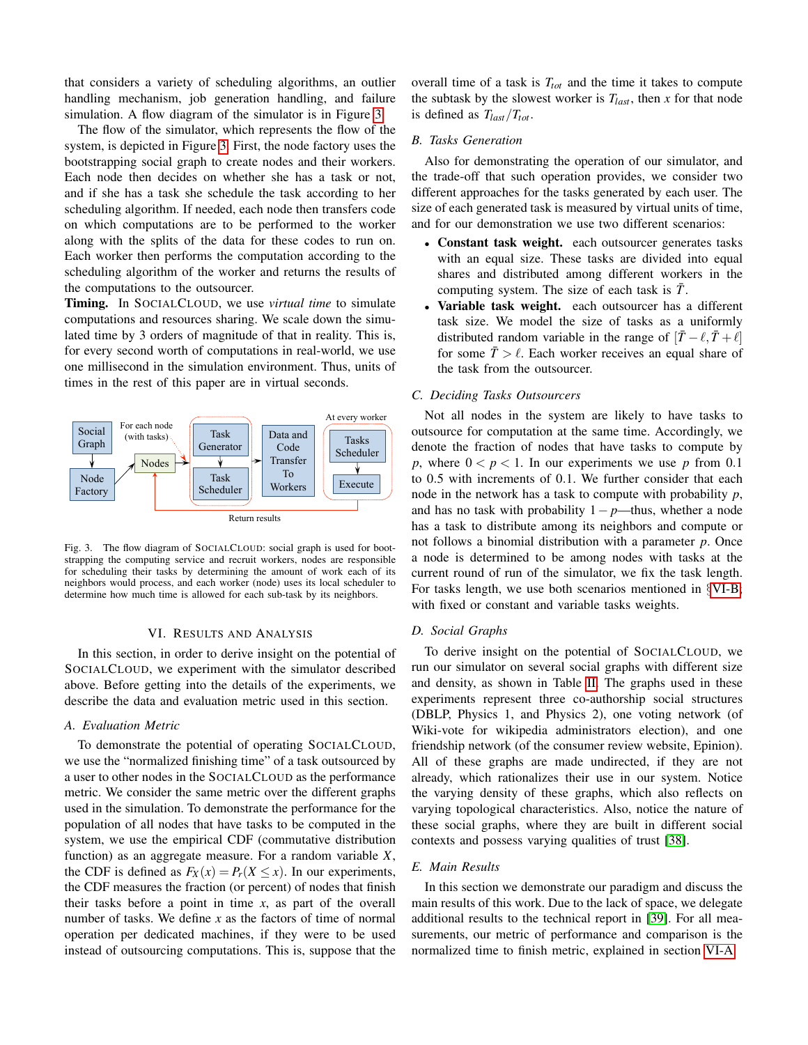that considers a variety of scheduling algorithms, an outlier handling mechanism, job generation handling, and failure simulation. A flow diagram of the simulator is in Figure 3.

The flow of the simulator, which represents the flow of the system, is depicted in Figure 3. First, the node factory uses the bootstrapping social graph to create nodes and their workers. Each node then decides on whether she has a task or not, and if she has a task she schedule the task according to her scheduling algorithm. If needed, each node then transfers code on which computations are to be performed to the worker along with the splits of the data for these codes to run on. Each worker then performs the computation according to the scheduling algorithm of the worker and returns the results of the computations to the outsourcer.

**Timing.** In SOCIALCLOUD, we use *virtual time* to simulate computations and resources sharing. We scale down the simulated time by 3 orders of magnitude of that in reality. This is, for every second worth of computations in real-world, we use one millisecond in the simulation environment. Thus, units of times in the rest of this paper are in virtual seconds.

Social Graph → Node Factory → Nodes (For each node (with tasks)) → Task Generator → Task Scheduler → Data and Code Transfer To Workers → (At every worker) Tasks Scheduler → Execute → Return results

Fig. 3. The flow diagram of SOCIALCLOUD: social graph is used for bootstrapping the computing service and recruit workers, nodes are responsible for scheduling their tasks by determining the amount of work each of its neighbors would process, and each worker (node) uses its local scheduler to determine how much time is allowed for each sub-task by its neighbors.

## VI. RESULTS AND ANALYSIS

In this section, in order to derive insight on the potential of SOCIALCLOUD, we experiment with the simulator described above. Before getting into the details of the experiments, we describe the data and evaluation metric used in this section.

### A. Evaluation Metric

To demonstrate the potential of operating SOCIALCLOUD, we use the "normalized finishing time" of a task outsourced by a user to other nodes in the SOCIALCLOUD as the performance metric. We consider the same metric over the different graphs used in the simulation. To demonstrate the performance for the population of all nodes that have tasks to be computed in the system, we use the empirical CDF (commutative distribution function) as an aggregate measure. For a random variable $X$, the CDF is defined as $F_X(x) = P_r(X \leq x)$. In our experiments, the CDF measures the fraction (or percent) of nodes that finish their tasks before a point in time $x$, as part of the overall number of tasks. We define $x$ as the factors of time of normal operation per dedicated machines, if they were to be used instead of outsourcing computations. This is, suppose that the overall time of a task is $T_{tot}$ and the time it takes to compute the subtask by the slowest worker is $T_{last}$, then $x$ for that node is defined as $T_{last}/T_{tot}$.

### B. Tasks Generation

Also for demonstrating the operation of our simulator, and the trade-off that such operation provides, we consider two different approaches for the tasks generated by each user. The size of each generated task is measured by virtual units of time, and for our demonstration we use two different scenarios:

- **Constant task weight.** each outsourcer generates tasks with an equal size. These tasks are divided into equal shares and distributed among different workers in the computing system. The size of each task is $\bar{T}$.
- **Variable task weight.** each outsourcer has a different task size. We model the size of tasks as a uniformly distributed random variable in the range of $[\bar{T} - \ell, \bar{T} + \ell]$ for some $\bar{T} > \ell$. Each worker receives an equal share of the task from the outsourcer.

### C. Deciding Tasks Outsourcers

Not all nodes in the system are likely to have tasks to outsource for computation at the same time. Accordingly, we denote the fraction of nodes that have tasks to compute by $p$, where $0 < p < 1$. In our experiments we use $p$ from 0.1 to 0.5 with increments of 0.1. We further consider that each node in the network has a task to compute with probability $p$, and has no task with probability $1 - p$—thus, whether a node has a task to distribute among its neighbors and compute or not follows a binomial distribution with a parameter $p$. Once a node is determined to be among nodes with tasks at the current round of run of the simulator, we fix the task length. For tasks length, we use both scenarios mentioned in §VI-B, with fixed or constant and variable tasks weights.

### D. Social Graphs

To derive insight on the potential of SOCIALCLOUD, we run our simulator on several social graphs with different size and density, as shown in Table II. The graphs used in these experiments represent three co-authorship social structures (DBLP, Physics 1, and Physics 2), one voting network (of Wiki-vote for wikipedia administrators election), and one friendship network (of the consumer review website, Epinion). All of these graphs are made undirected, if they are not already, which rationalizes their use in our system. Notice the varying density of these graphs, which also reflects on varying topological characteristics. Also, notice the nature of these social graphs, where they are built in different social contexts and possess varying qualities of trust [38].

### E. Main Results

In this section we demonstrate our paradigm and discuss the main results of this work. Due to the lack of space, we delegate additional results to the technical report in [39]. For all measurements, our metric of performance and comparison is the normalized time to finish metric, explained in section VI-A.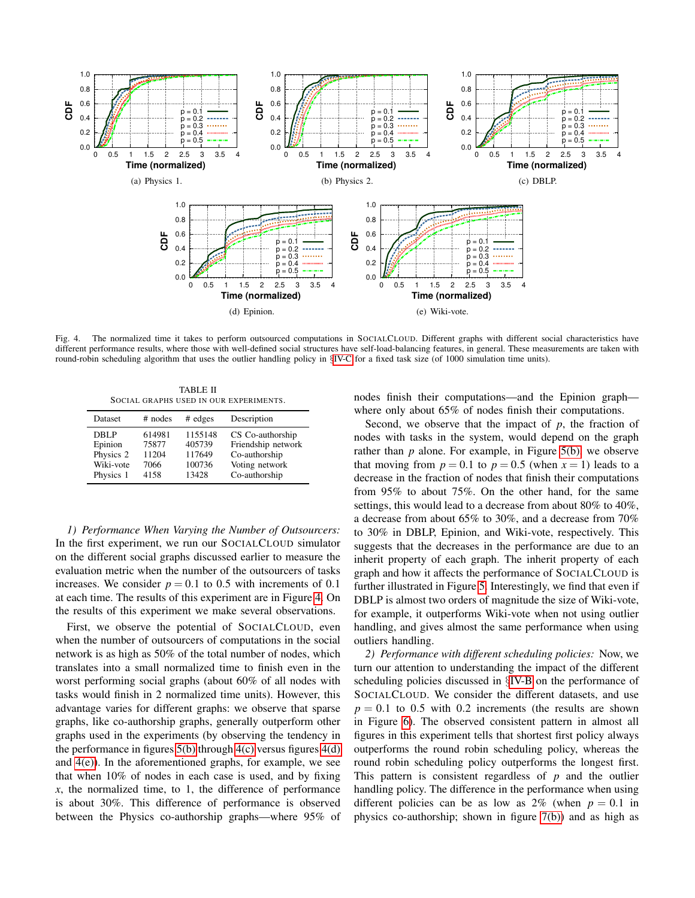(a) Physics 1.

(b) Physics 2.

(c) DBLP.

(d) Epinion.

(e) Wiki-vote.

Fig. 4. The normalized time it takes to perform outsourced computations in SOCIALCLOUD. Different graphs with different social characteristics have different performance results, where those with well-defined social structures have self-load-balancing features, in general. These measurements are taken with round-robin scheduling algorithm that uses the outlier handling policy in §IV-C for a fixed task size (of 1000 simulation time units).

TABLE II
SOCIAL GRAPHS USED IN OUR EXPERIMENTS.

| Dataset | # nodes | # edges | Description |
|---|---|---|---|
| DBLP | 614981 | 1155148 | CS Co-authorship |
| Epinion | 75877 | 405739 | Friendship network |
| Physics 2 | 11204 | 117649 | Co-authorship |
| Wiki-vote | 7066 | 100736 | Voting network |
| Physics 1 | 4158 | 13428 | Co-authorship |

*1) Performance When Varying the Number of Outsourcers:* In the first experiment, we run our SOCIALCLOUD simulator on the different social graphs discussed earlier to measure the evaluation metric when the number of the outsourcers of tasks increases. We consider $p = 0.1$ to 0.5 with increments of 0.1 at each time. The results of this experiment are in Figure 4. On the results of this experiment we make several observations.

First, we observe the potential of SOCIALCLOUD, even when the number of outsourcers of computations in the social network is as high as 50% of the total number of nodes, which translates into a small normalized time to finish even in the worst performing social graphs (about 60% of all nodes with tasks would finish in 2 normalized time units). However, this advantage varies for different graphs: we observe that sparse graphs, like co-authorship graphs, generally outperform other graphs used in the experiments (by observing the tendency in the performance in figures 5(b) through 4(c) versus figures 4(d) and 4(e)). In the aforementioned graphs, for example, we see that when 10% of nodes in each case is used, and by fixing $x$, the normalized time, to 1, the difference of performance is about 30%. This difference of performance is observed between the Physics co-authorship graphs—where 95% of nodes finish their computations—and the Epinion graph—where only about 65% of nodes finish their computations.

Second, we observe that the impact of $p$, the fraction of nodes with tasks in the system, would depend on the graph rather than $p$ alone. For example, in Figure 5(b), we observe that moving from $p = 0.1$ to $p = 0.5$ (when $x = 1$) leads to a decrease in the fraction of nodes that finish their computations from 95% to about 75%. On the other hand, for the same settings, this would lead to a decrease from about 80% to 40%, a decrease from about 65% to 30%, and a decrease from 70% to 30% in DBLP, Epinion, and Wiki-vote, respectively. This suggests that the decreases in the performance are due to an inherit property of each graph. The inherit property of each graph and how it affects the performance of SOCIALCLOUD is further illustrated in Figure 5. Interestingly, we find that even if DBLP is almost two orders of magnitude the size of Wiki-vote, for example, it outperforms Wiki-vote when not using outlier handling, and gives almost the same performance when using outliers handling.

*2) Performance with different scheduling policies:* Now, we turn our attention to understanding the impact of the different scheduling policies discussed in §IV-B on the performance of SOCIALCLOUD. We consider the different datasets, and use $p = 0.1$ to 0.5 with 0.2 increments (the results are shown in Figure 6). The observed consistent pattern in almost all figures in this experiment tells that shortest first policy always outperforms the round robin scheduling policy, whereas the round robin scheduling policy outperforms the longest first. This pattern is consistent regardless of $p$ and the outlier handling policy. The difference in the performance when using different policies can be as low as 2% (when $p = 0.1$ in physics co-authorship; shown in figure 7(b)) and as high as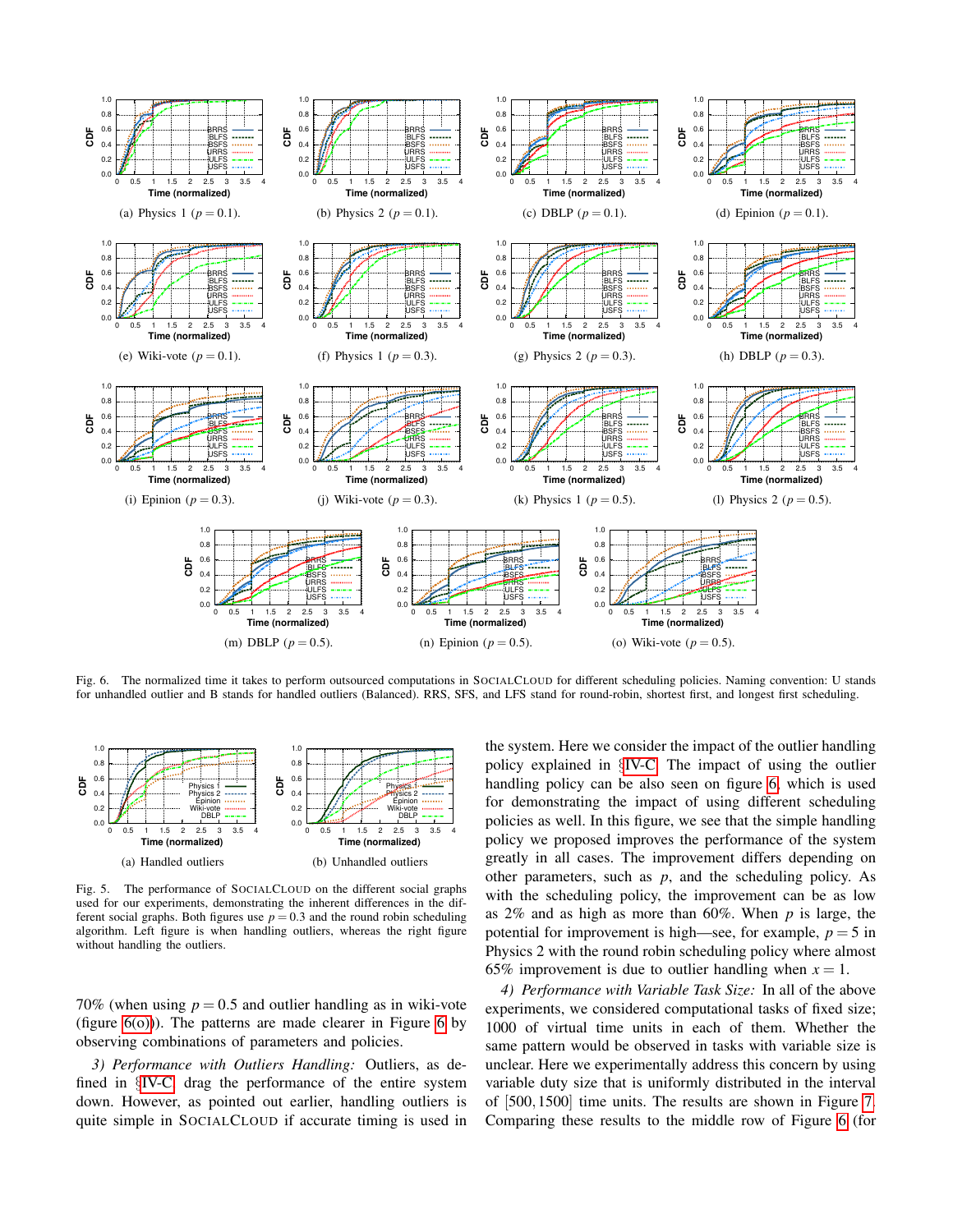(a) Physics 1 ($p = 0.1$). (b) Physics 2 ($p = 0.1$). (c) DBLP ($p = 0.1$). (d) Epinion ($p = 0.1$).

(e) Wiki-vote ($p = 0.1$). (f) Physics 1 ($p = 0.3$). (g) Physics 2 ($p = 0.3$). (h) DBLP ($p = 0.3$).

(i) Epinion ($p = 0.3$). (j) Wiki-vote ($p = 0.3$). (k) Physics 1 ($p = 0.5$). (l) Physics 2 ($p = 0.5$).

(m) DBLP ($p = 0.5$). (n) Epinion ($p = 0.5$). (o) Wiki-vote ($p = 0.5$).

Fig. 6. The normalized time it takes to perform outsourced computations in SocialCloud for different scheduling policies. Naming convention: U stands for unhandled outlier and B stands for handled outliers (Balanced). RRS, SFS, and LFS stand for round-robin, shortest first, and longest first scheduling.

(a) Handled outliers (b) Unhandled outliers

Fig. 5. The performance of SocialCloud on the different social graphs used for our experiments, demonstrating the inherent differences in the different social graphs. Both figures use $p = 0.3$ and the round robin scheduling algorithm. Left figure is when handling outliers, whereas the right figure without handling the outliers.

70% (when using $p = 0.5$ and outlier handling as in wiki-vote (figure 6(o))). The patterns are made clearer in Figure 6 by observing combinations of parameters and policies.

*3) Performance with Outliers Handling:* Outliers, as defined in §IV-C, drag the performance of the entire system down. However, as pointed out earlier, handling outliers is quite simple in SocialCloud if accurate timing is used in the system. Here we consider the impact of the outlier handling policy explained in §IV-C. The impact of using the outlier handling policy can be also seen on figure 6, which is used for demonstrating the impact of using different scheduling policies as well. In this figure, we see that the simple handling policy we proposed improves the performance of the system greatly in all cases. The improvement differs depending on other parameters, such as $p$, and the scheduling policy. As with the scheduling policy, the improvement can be as low as 2% and as high as more than 60%. When $p$ is large, the potential for improvement is high—see, for example, $p = 5$ in Physics 2 with the round robin scheduling policy where almost 65% improvement is due to outlier handling when $x = 1$.

*4) Performance with Variable Task Size:* In all of the above experiments, we considered computational tasks of fixed size; 1000 of virtual time units in each of them. Whether the same pattern would be observed in tasks with variable size is unclear. Here we experimentally address this concern by using variable duty size that is uniformly distributed in the interval of [500, 1500] time units. The results are shown in Figure 7. Comparing these results to the middle row of Figure 6 (for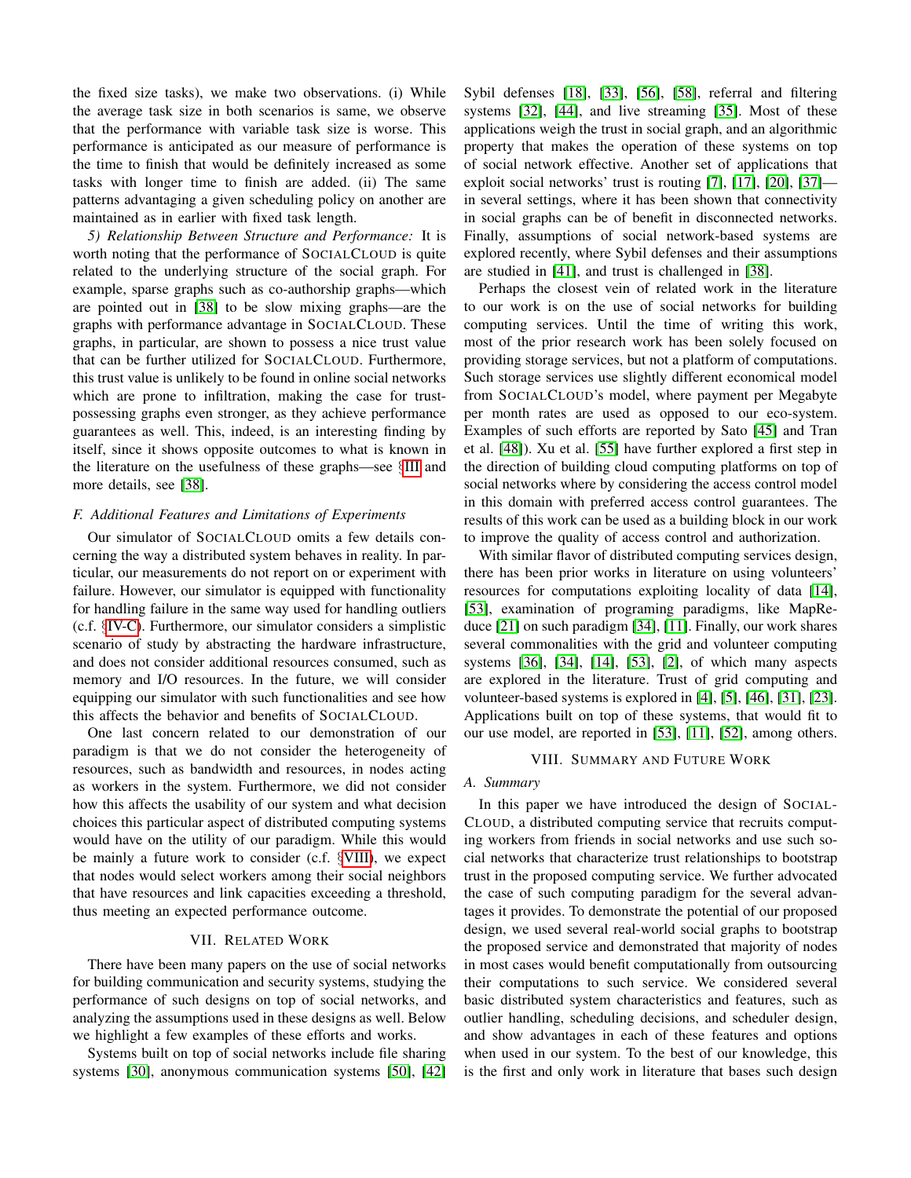the fixed size tasks), we make two observations. (i) While the average task size in both scenarios is same, we observe that the performance with variable task size is worse. This performance is anticipated as our measure of performance is the time to finish that would be definitely increased as some tasks with longer time to finish are added. (ii) The same patterns advantaging a given scheduling policy on another are maintained as in earlier with fixed task length.

*5) Relationship Between Structure and Performance:* It is worth noting that the performance of SOCIALCLOUD is quite related to the underlying structure of the social graph. For example, sparse graphs such as co-authorship graphs—which are pointed out in [38] to be slow mixing graphs—are the graphs with performance advantage in SOCIALCLOUD. These graphs, in particular, are shown to possess a nice trust value that can be further utilized for SOCIALCLOUD. Furthermore, this trust value is unlikely to be found in online social networks which are prone to infiltration, making the case for trust-possessing graphs even stronger, as they achieve performance guarantees as well. This, indeed, is an interesting finding by itself, since it shows opposite outcomes to what is known in the literature on the usefulness of these graphs—see §III and more details, see [38].

### F. Additional Features and Limitations of Experiments

Our simulator of SOCIALCLOUD omits a few details concerning the way a distributed system behaves in reality. In particular, our measurements do not report on or experiment with failure. However, our simulator is equipped with functionality for handling failure in the same way used for handling outliers (c.f. §IV-C). Furthermore, our simulator considers a simplistic scenario of study by abstracting the hardware infrastructure, and does not consider additional resources consumed, such as memory and I/O resources. In the future, we will consider equipping our simulator with such functionalities and see how this affects the behavior and benefits of SOCIALCLOUD.

One last concern related to our demonstration of our paradigm is that we do not consider the heterogeneity of resources, such as bandwidth and resources, in nodes acting as workers in the system. Furthermore, we did not consider how this affects the usability of our system and what decision choices this particular aspect of distributed computing systems would have on the utility of our paradigm. While this would be mainly a future work to consider (c.f. §VIII), we expect that nodes would select workers among their social neighbors that have resources and link capacities exceeding a threshold, thus meeting an expected performance outcome.

## VII. Related Work

There have been many papers on the use of social networks for building communication and security systems, studying the performance of such designs on top of social networks, and analyzing the assumptions used in these designs as well. Below we highlight a few examples of these efforts and works.

Systems built on top of social networks include file sharing systems [30], anonymous communication systems [50], [42] Sybil defenses [18], [33], [56], [58], referral and filtering systems [32], [44], and live streaming [35]. Most of these applications weigh the trust in social graph, and an algorithmic property that makes the operation of these systems on top of social network effective. Another set of applications that exploit social networks' trust is routing [7], [17], [20], [37]—in several settings, where it has been shown that connectivity in social graphs can be of benefit in disconnected networks. Finally, assumptions of social network-based systems are explored recently, where Sybil defenses and their assumptions are studied in [41], and trust is challenged in [38].

Perhaps the closest vein of related work in the literature to our work is on the use of social networks for building computing services. Until the time of writing this work, most of the prior research work has been solely focused on providing storage services, but not a platform of computations. Such storage services use slightly different economical model from SOCIALCLOUD's model, where payment per Megabyte per month rates are used as opposed to our eco-system. Examples of such efforts are reported by Sato [45] and Tran et al. [48]). Xu et al. [55] have further explored a first step in the direction of building cloud computing platforms on top of social networks where by considering the access control model in this domain with preferred access control guarantees. The results of this work can be used as a building block in our work to improve the quality of access control and authorization.

With similar flavor of distributed computing services design, there has been prior works in literature on using volunteers' resources for computations exploiting locality of data [14], [53], examination of programing paradigms, like MapReduce [21] on such paradigm [34], [11]. Finally, our work shares several commonalities with the grid and volunteer computing systems [36], [34], [14], [53], [2], of which many aspects are explored in the literature. Trust of grid computing and volunteer-based systems is explored in [4], [5], [46], [31], [23]. Applications built on top of these systems, that would fit to our use model, are reported in [53], [11], [52], among others.

## VIII. Summary and Future Work

### A. Summary

In this paper we have introduced the design of SOCIALCLOUD, a distributed computing service that recruits computing workers from friends in social networks and use such social networks that characterize trust relationships to bootstrap trust in the proposed computing service. We further advocated the case of such computing paradigm for the several advantages it provides. To demonstrate the potential of our proposed design, we used several real-world social graphs to bootstrap the proposed service and demonstrated that majority of nodes in most cases would benefit computationally from outsourcing their computations to such service. We considered several basic distributed system characteristics and features, such as outlier handling, scheduling decisions, and scheduler design, and show advantages in each of these features and options when used in our system. To the best of our knowledge, this is the first and only work in literature that bases such design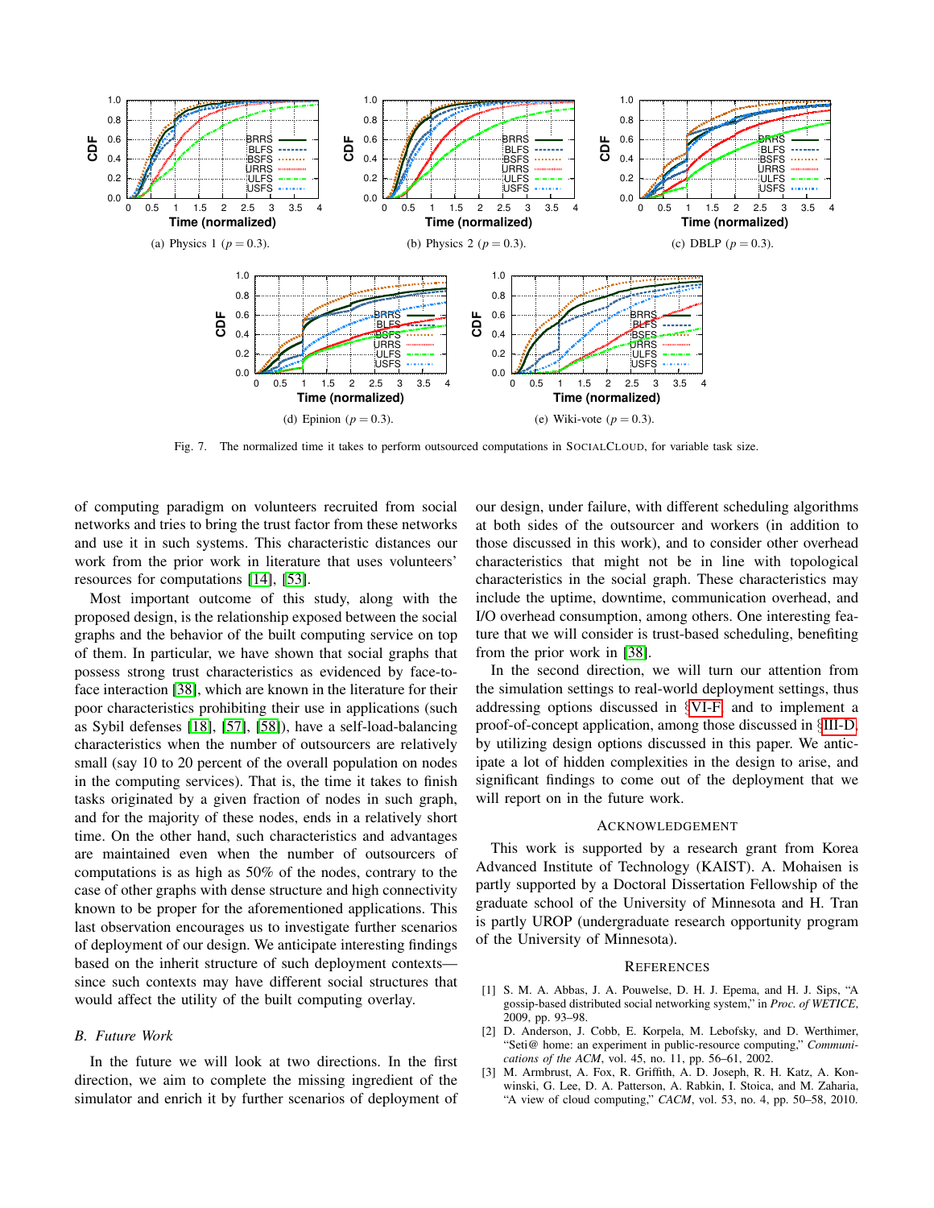(a) Physics 1 ($p = 0.3$).

(b) Physics 2 ($p = 0.3$).

(c) DBLP ($p = 0.3$).

(d) Epinion ($p = 0.3$).

(e) Wiki-vote ($p = 0.3$).

Fig. 7. The normalized time it takes to perform outsourced computations in SOCIALCLOUD, for variable task size.

of computing paradigm on volunteers recruited from social networks and tries to bring the trust factor from these networks and use it in such systems. This characteristic distances our work from the prior work in literature that uses volunteers' resources for computations [14], [53].

Most important outcome of this study, along with the proposed design, is the relationship exposed between the social graphs and the behavior of the built computing service on top of them. In particular, we have shown that social graphs that possess strong trust characteristics as evidenced by face-to-face interaction [38], which are known in the literature for their poor characteristics prohibiting their use in applications (such as Sybil defenses [18], [57], [58]), have a self-load-balancing characteristics when the number of outsourcers are relatively small (say 10 to 20 percent of the overall population on nodes in the computing services). That is, the time it takes to finish tasks originated by a given fraction of nodes in such graph, and for the majority of these nodes, ends in a relatively short time. On the other hand, such characteristics and advantages are maintained even when the number of outsourcers of computations is as high as 50% of the nodes, contrary to the case of other graphs with dense structure and high connectivity known to be proper for the aforementioned applications. This last observation encourages us to investigate further scenarios of deployment of our design. We anticipate interesting findings based on the inherit structure of such deployment contexts—since such contexts may have different social structures that would affect the utility of the built computing overlay.

### B. Future Work

In the future we will look at two directions. In the first direction, we aim to complete the missing ingredient of the simulator and enrich it by further scenarios of deployment of our design, under failure, with different scheduling algorithms at both sides of the outsourcer and workers (in addition to those discussed in this work), and to consider other overhead characteristics that might not be in line with topological characteristics in the social graph. These characteristics may include the uptime, downtime, communication overhead, and I/O overhead consumption, among others. One interesting feature that we will consider is trust-based scheduling, benefiting from the prior work in [38].

In the second direction, we will turn our attention from the simulation settings to real-world deployment settings, thus addressing options discussed in §VI-F, and to implement a proof-of-concept application, among those discussed in §III-D, by utilizing design options discussed in this paper. We anticipate a lot of hidden complexities in the design to arise, and significant findings to come out of the deployment that we will report on in the future work.

## ACKNOWLEDGEMENT

This work is supported by a research grant from Korea Advanced Institute of Technology (KAIST). A. Mohaisen is partly supported by a Doctoral Dissertation Fellowship of the graduate school of the University of Minnesota and H. Tran is partly UROP (undergraduate research opportunity program of the University of Minnesota).

## REFERENCES

[1] S. M. A. Abbas, J. A. Pouwelse, D. H. J. Epema, and H. J. Sips, "A gossip-based distributed social networking system," in *Proc. of WETICE*, 2009, pp. 93–98.

[2] D. Anderson, J. Cobb, E. Korpela, M. Lebofsky, and D. Werthimer, "Seti@ home: an experiment in public-resource computing," *Communications of the ACM*, vol. 45, no. 11, pp. 56–61, 2002.

[3] M. Armbrust, A. Fox, R. Griffith, A. D. Joseph, R. H. Katz, A. Konwinski, G. Lee, D. A. Patterson, A. Rabkin, I. Stoica, and M. Zaharia, "A view of cloud computing," *CACM*, vol. 53, no. 4, pp. 50–58, 2010.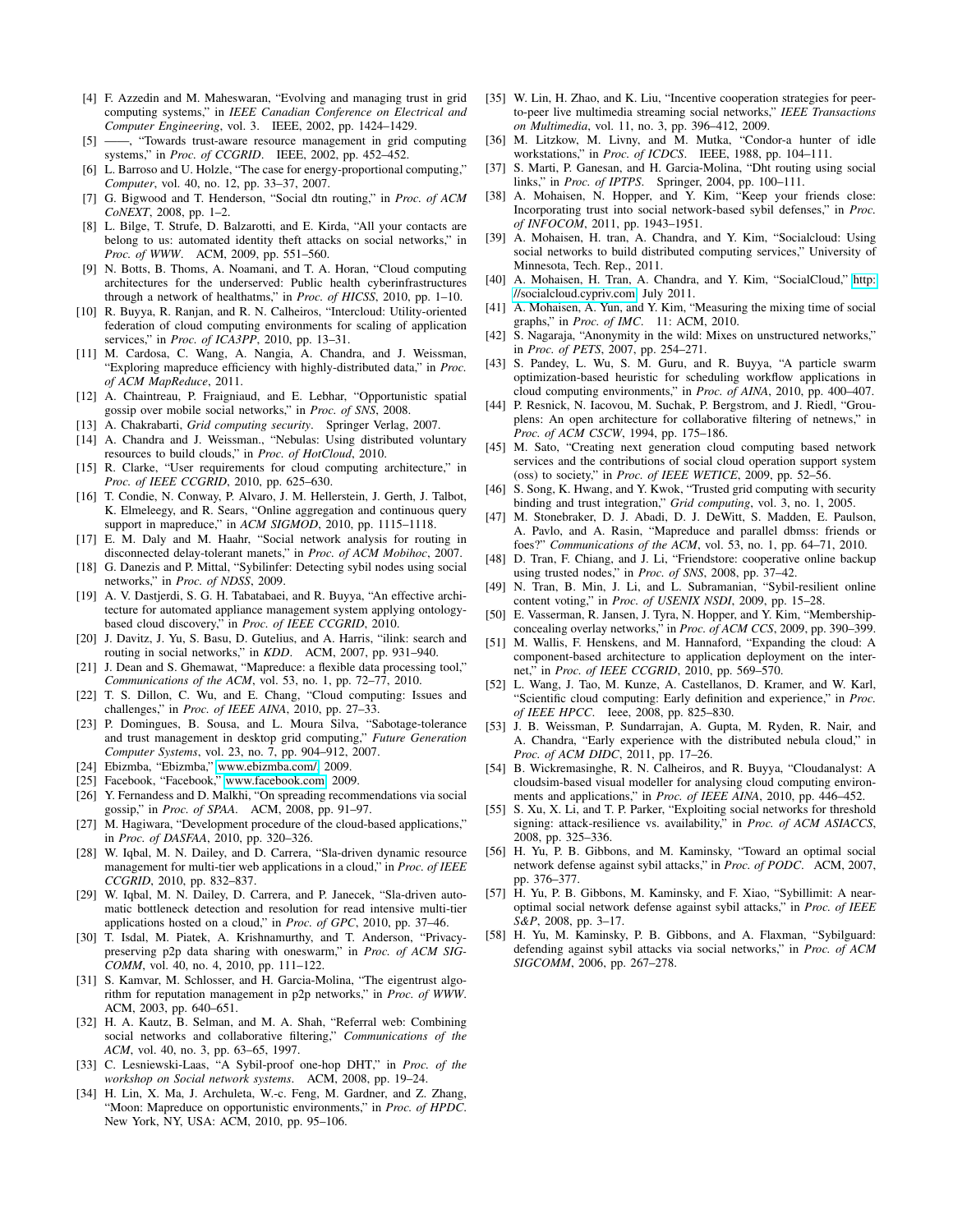[4] F. Azzedin and M. Maheswaran, "Evolving and managing trust in grid computing systems," in *IEEE Canadian Conference on Electrical and Computer Engineering*, vol. 3. IEEE, 2002, pp. 1424–1429.

[5] ——, "Towards trust-aware resource management in grid computing systems," in *Proc. of CCGRID*. IEEE, 2002, pp. 452–452.

[6] L. Barroso and U. Holzle, "The case for energy-proportional computing," *Computer*, vol. 40, no. 12, pp. 33–37, 2007.

[7] G. Bigwood and T. Henderson, "Social dtn routing," in *Proc. of ACM CoNEXT*, 2008, pp. 1–2.

[8] L. Bilge, T. Strufe, D. Balzarotti, and E. Kirda, "All your contacts are belong to us: automated identity theft attacks on social networks," in *Proc. of WWW*. ACM, 2009, pp. 551–560.

[9] N. Botts, B. Thoms, A. Noamani, and T. A. Horan, "Cloud computing architectures for the underserved: Public health cyberinfrastructures through a network of healthatms," in *Proc. of HICSS*, 2010, pp. 1–10.

[10] R. Buyya, R. Ranjan, and R. N. Calheiros, "Intercloud: Utility-oriented federation of cloud computing environments for scaling of application services," in *Proc. of ICA3PP*, 2010, pp. 13–31.

[11] M. Cardosa, C. Wang, A. Nangia, A. Chandra, and J. Weissman, "Exploring mapreduce efficiency with highly-distributed data," in *Proc. of ACM MapReduce*, 2011.

[12] A. Chaintreau, P. Fraigniaud, and E. Lebhar, "Opportunistic spatial gossip over mobile social networks," in *Proc. of SNS*, 2008.

[13] A. Chakrabarti, *Grid computing security*. Springer Verlag, 2007.

[14] A. Chandra and J. Weissman., "Nebulas: Using distributed voluntary resources to build clouds," in *Proc. of HotCloud*, 2010.

[15] R. Clarke, "User requirements for cloud computing architecture," in *Proc. of IEEE CCGRID*, 2010, pp. 625–630.

[16] T. Condie, N. Conway, P. Alvaro, J. M. Hellerstein, J. Gerth, J. Talbot, K. Elmeleegy, and R. Sears, "Online aggregation and continuous query support in mapreduce," in *ACM SIGMOD*, 2010, pp. 1115–1118.

[17] E. M. Daly and M. Haahr, "Social network analysis for routing in disconnected delay-tolerant manets," in *Proc. of ACM Mobihoc*, 2007.

[18] G. Danezis and P. Mittal, "Sybilinfer: Detecting sybil nodes using social networks," in *Proc. of NDSS*, 2009.

[19] A. V. Dastjerdi, S. G. H. Tabatabaei, and R. Buyya, "An effective architecture for automated appliance management system applying ontology-based cloud discovery," in *Proc. of IEEE CCGRID*, 2010.

[20] J. Davitz, J. Yu, S. Basu, D. Gutelius, and A. Harris, "ilink: search and routing in social networks," in *KDD*. ACM, 2007, pp. 931–940.

[21] J. Dean and S. Ghemawat, "Mapreduce: a flexible data processing tool," *Communications of the ACM*, vol. 53, no. 1, pp. 72–77, 2010.

[22] T. S. Dillon, C. Wu, and E. Chang, "Cloud computing: Issues and challenges," in *Proc. of IEEE AINA*, 2010, pp. 27–33.

[23] P. Domingues, B. Sousa, and L. Moura Silva, "Sabotage-tolerance and trust management in desktop grid computing," *Future Generation Computer Systems*, vol. 23, no. 7, pp. 904–912, 2007.

[24] Ebizmba, "Ebizmba," www.ebizmba.com/, 2009.

[25] Facebook, "Facebook," www.facebook.com, 2009.

[26] Y. Fernandess and D. Malkhi, "On spreading recommendations via social gossip," in *Proc. of SPAA*. ACM, 2008, pp. 91–97.

[27] M. Hagiwara, "Development procedure of the cloud-based applications," in *Proc. of DASFAA*, 2010, pp. 320–326.

[28] W. Iqbal, M. N. Dailey, and D. Carrera, "Sla-driven dynamic resource management for multi-tier web applications in a cloud," in *Proc. of IEEE CCGRID*, 2010, pp. 832–837.

[29] W. Iqbal, M. N. Dailey, D. Carrera, and P. Janecek, "Sla-driven automatic bottleneck detection and resolution for read intensive multi-tier applications hosted on a cloud," in *Proc. of GPC*, 2010, pp. 37–46.

[30] T. Isdal, M. Piatek, A. Krishnamurthy, and T. Anderson, "Privacy-preserving p2p data sharing with oneswarm," in *Proc. of ACM SIGCOMM*, vol. 40, no. 4, 2010, pp. 111–122.

[31] S. Kamvar, M. Schlosser, and H. Garcia-Molina, "The eigentrust algorithm for reputation management in p2p networks," in *Proc. of WWW*. ACM, 2003, pp. 640–651.

[32] H. A. Kautz, B. Selman, and M. A. Shah, "Referral web: Combining social networks and collaborative filtering," *Communications of the ACM*, vol. 40, no. 3, pp. 63–65, 1997.

[33] C. Lesniewski-Laas, "A Sybil-proof one-hop DHT," in *Proc. of the workshop on Social network systems*. ACM, 2008, pp. 19–24.

[34] H. Lin, X. Ma, J. Archuleta, W.-c. Feng, M. Gardner, and Z. Zhang, "Moon: Mapreduce on opportunistic environments," in *Proc. of HPDC*. New York, NY, USA: ACM, 2010, pp. 95–106.

[35] W. Lin, H. Zhao, and K. Liu, "Incentive cooperation strategies for peer-to-peer live multimedia streaming social networks," *IEEE Transactions on Multimedia*, vol. 11, no. 3, pp. 396–412, 2009.

[36] M. Litzkow, M. Livny, and M. Mutka, "Condor-a hunter of idle workstations," in *Proc. of ICDCS*. IEEE, 1988, pp. 104–111.

[37] S. Marti, P. Ganesan, and H. Garcia-Molina, "Dht routing using social links," in *Proc. of IPTPS*. Springer, 2004, pp. 100–111.

[38] A. Mohaisen, N. Hopper, and Y. Kim, "Keep your friends close: Incorporating trust into social network-based sybil defenses," in *Proc. of INFOCOM*, 2011, pp. 1943–1951.

[39] A. Mohaisen, H. tran, A. Chandra, and Y. Kim, "Socialcloud: Using social networks to build distributed computing services," University of Minnesota, Tech. Rep., 2011.

[40] A. Mohaisen, H. Tran, A. Chandra, and Y. Kim, "SocialCloud," http://socialcloud.cypriv.com, July 2011.

[41] A. Mohaisen, A. Yun, and Y. Kim, "Measuring the mixing time of social graphs," in *Proc. of IMC*. 11: ACM, 2010.

[42] S. Nagaraja, "Anonymity in the wild: Mixes on unstructured networks," in *Proc. of PETS*, 2007, pp. 254–271.

[43] S. Pandey, L. Wu, S. M. Guru, and R. Buyya, "A particle swarm optimization-based heuristic for scheduling workflow applications in cloud computing environments," in *Proc. of AINA*, 2010, pp. 400–407.

[44] P. Resnick, N. Iacovou, M. Suchak, P. Bergstrom, and J. Riedl, "Grouplens: An open architecture for collaborative filtering of netnews," in *Proc. of ACM CSCW*, 1994, pp. 175–186.

[45] M. Sato, "Creating next generation cloud computing based network services and the contributions of social cloud operation support system (oss) to society," in *Proc. of IEEE WETICE*, 2009, pp. 52–56.

[46] S. Song, K. Hwang, and Y. Kwok, "Trusted grid computing with security binding and trust integration," *Grid computing*, vol. 3, no. 1, 2005.

[47] M. Stonebraker, D. J. Abadi, D. J. DeWitt, S. Madden, E. Paulson, A. Pavlo, and A. Rasin, "Mapreduce and parallel dbmss: friends or foes?" *Communications of the ACM*, vol. 53, no. 1, pp. 64–71, 2010.

[48] D. Tran, F. Chiang, and J. Li, "Friendstore: cooperative online backup using trusted nodes," in *Proc. of SNS*, 2008, pp. 37–42.

[49] N. Tran, B. Min, J. Li, and L. Subramanian, "Sybil-resilient online content voting," in *Proc. of USENIX NSDI*, 2009, pp. 15–28.

[50] E. Vasserman, R. Jansen, J. Tyra, N. Hopper, and Y. Kim, "Membership-concealing overlay networks," in *Proc. of ACM CCS*, 2009, pp. 390–399.

[51] M. Wallis, F. Henskens, and M. Hannaford, "Expanding the cloud: A component-based architecture to application deployment on the internet," in *Proc. of IEEE CCGRID*, 2010, pp. 569–570.

[52] L. Wang, J. Tao, M. Kunze, A. Castellanos, D. Kramer, and W. Karl, "Scientific cloud computing: Early definition and experience," in *Proc. of IEEE HPCC*. Ieee, 2008, pp. 825–830.

[53] J. B. Weissman, P. Sundarrajan, A. Gupta, M. Ryden, R. Nair, and A. Chandra, "Early experience with the distributed nebula cloud," in *Proc. of ACM DIDC*, 2011, pp. 17–26.

[54] B. Wickremasinghe, R. N. Calheiros, and R. Buyya, "Cloudanalyst: A cloudsim-based visual modeller for analysing cloud computing environments and applications," in *Proc. of IEEE AINA*, 2010, pp. 446–452.

[55] S. Xu, X. Li, and T. P. Parker, "Exploiting social networks for threshold signing: attack-resilience vs. availability," in *Proc. of ACM ASIACCS*, 2008, pp. 325–336.

[56] H. Yu, P. B. Gibbons, and M. Kaminsky, "Toward an optimal social network defense against sybil attacks," in *Proc. of PODC*. ACM, 2007, pp. 376–377.

[57] H. Yu, P. B. Gibbons, M. Kaminsky, and F. Xiao, "Sybillimit: A near-optimal social network defense against sybil attacks," in *Proc. of IEEE S&P*, 2008, pp. 3–17.

[58] H. Yu, M. Kaminsky, P. B. Gibbons, and A. Flaxman, "Sybilguard: defending against sybil attacks via social networks," in *Proc. of ACM SIGCOMM*, 2006, pp. 267–278.